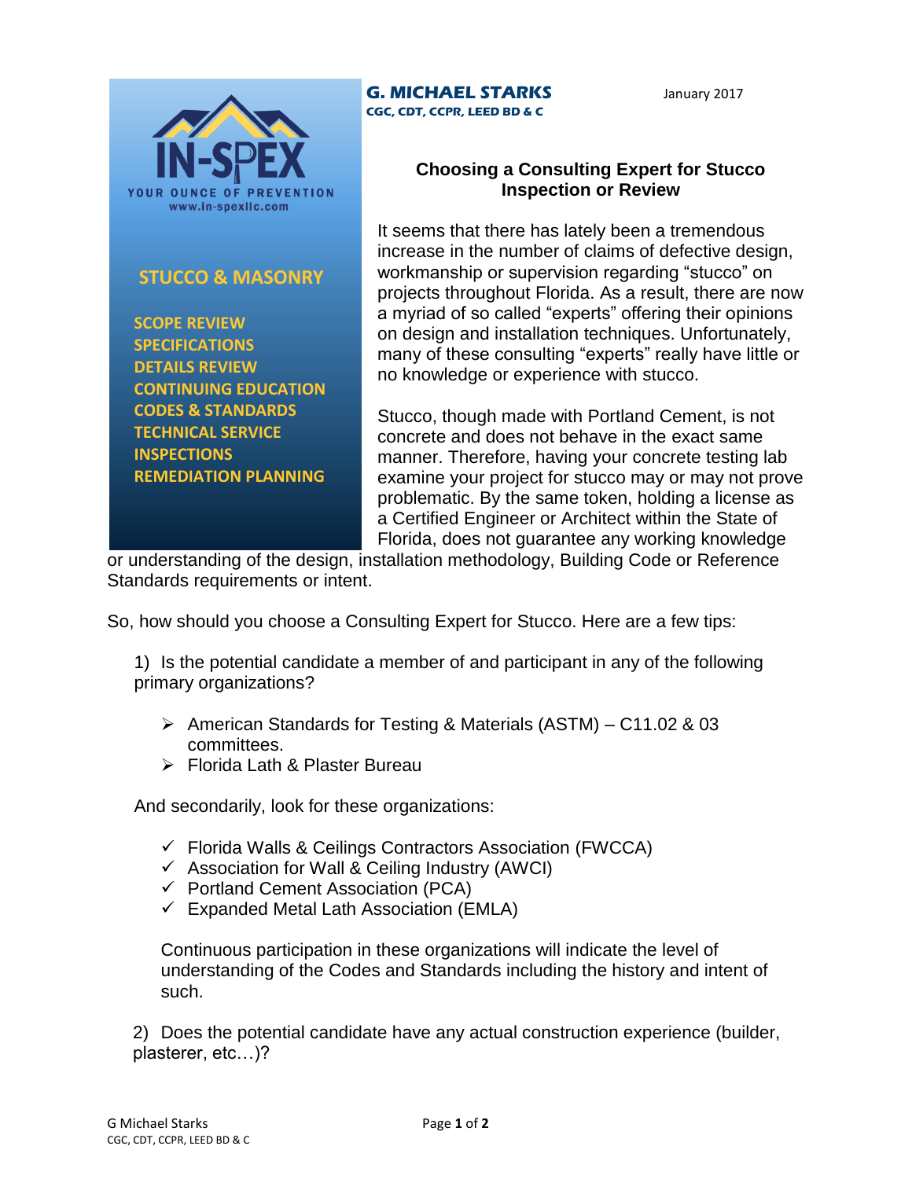IN-SPEX

YOUR OUNCE OF PREVENTION

www.in-spexllc.com

**STUCCO & MASONRY**

- SCOPE REVIEW
- SPECIFICATIONS
- DETAILS REVIEW
- CONTINUING EDUCATION
- CODES & STANDARDS
- TECHNICAL SERVICE
- INSPECTIONS
- REMEDIATION PLANNING

**G. MICHAEL STARKS**
**CGC, CDT, CCPR, LEED BD & C**

January 2017

## Choosing a Consulting Expert for Stucco Inspection or Review

It seems that there has lately been a tremendous increase in the number of claims of defective design, workmanship or supervision regarding “stucco” on projects throughout Florida. As a result, there are now a myriad of so called “experts” offering their opinions on design and installation techniques. Unfortunately, many of these consulting “experts” really have little or no knowledge or experience with stucco.

Stucco, though made with Portland Cement, is not concrete and does not behave in the exact same manner. Therefore, having your concrete testing lab examine your project for stucco may or may not prove problematic. By the same token, holding a license as a Certified Engineer or Architect within the State of Florida, does not guarantee any working knowledge or understanding of the design, installation methodology, Building Code or Reference Standards requirements or intent.

So, how should you choose a Consulting Expert for Stucco. Here are a few tips:

1) Is the potential candidate a member of and participant in any of the following primary organizations?

- ➢ American Standards for Testing & Materials (ASTM) – C11.02 & 03 committees.
- ➢ Florida Lath & Plaster Bureau

And secondarily, look for these organizations:

- ✓ Florida Walls & Ceilings Contractors Association (FWCCA)
- ✓ Association for Wall & Ceiling Industry (AWCI)
- ✓ Portland Cement Association (PCA)
- ✓ Expanded Metal Lath Association (EMLA)

Continuous participation in these organizations will indicate the level of understanding of the Codes and Standards including the history and intent of such.

2) Does the potential candidate have any actual construction experience (builder, plasterer, etc…)?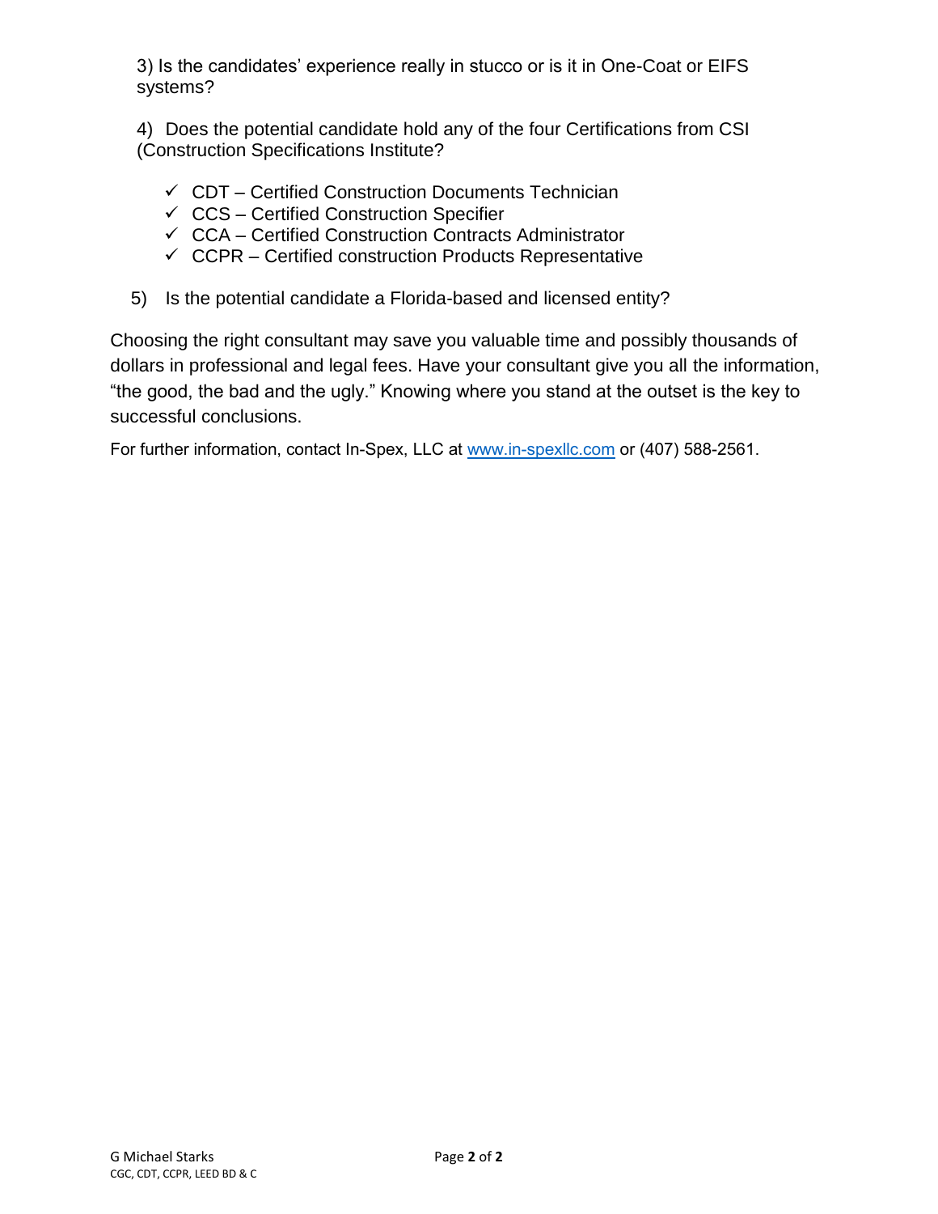3) Is the candidates' experience really in stucco or is it in One-Coat or EIFS systems?

4) Does the potential candidate hold any of the four Certifications from CSI (Construction Specifications Institute?

- ✓ CDT – Certified Construction Documents Technician
- ✓ CCS – Certified Construction Specifier
- ✓ CCA – Certified Construction Contracts Administrator
- ✓ CCPR – Certified construction Products Representative

5) Is the potential candidate a Florida-based and licensed entity?

Choosing the right consultant may save you valuable time and possibly thousands of dollars in professional and legal fees. Have your consultant give you all the information, "the good, the bad and the ugly." Knowing where you stand at the outset is the key to successful conclusions.

For further information, contact In-Spex, LLC at [www.in-spexllc.com](http://www.in-spexllc.com) or (407) 588-2561.

G Michael Starks
CGC, CDT, CCPR, LEED BD & C